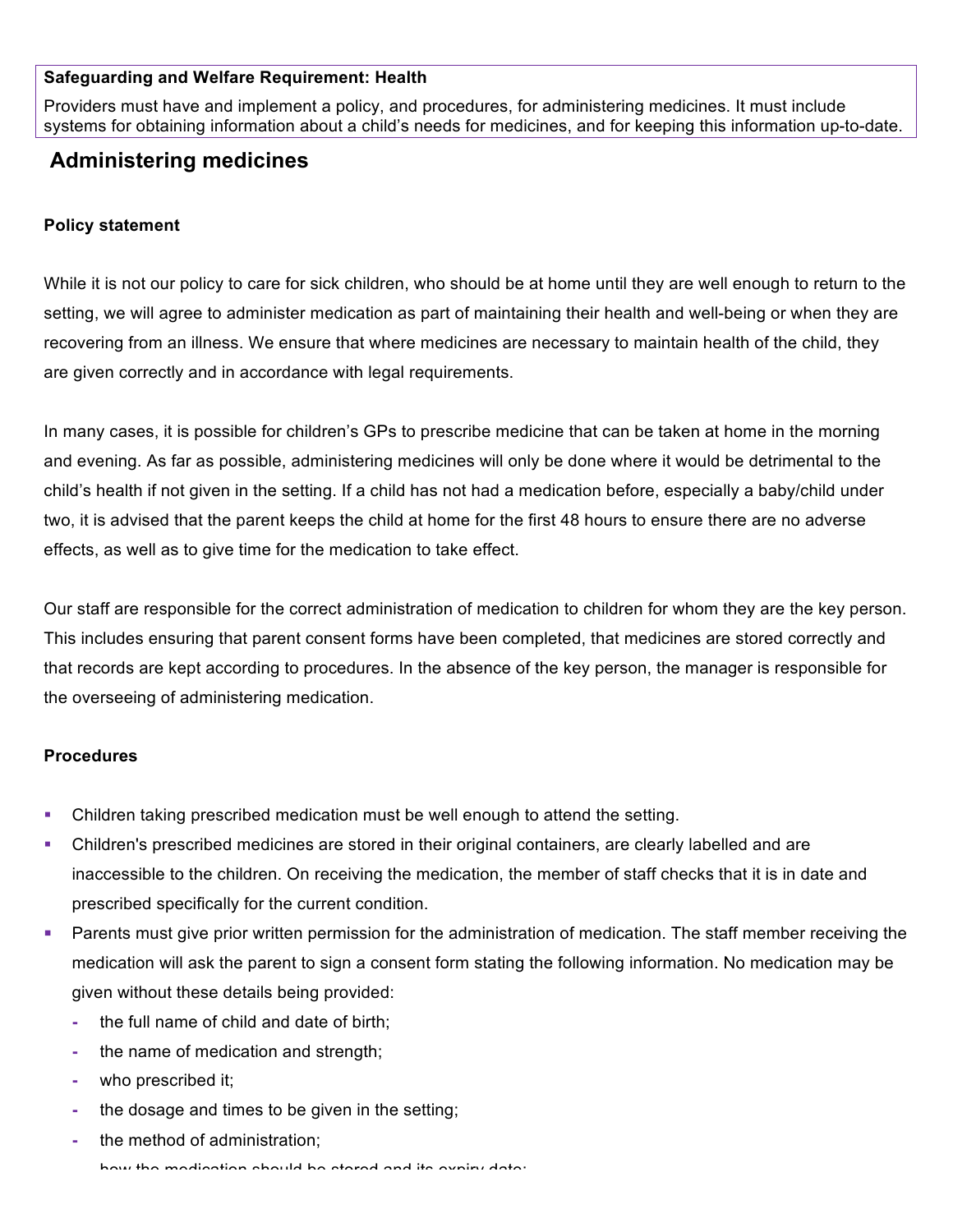**Safeguarding and Welfare Requirement: Health**

Providers must have and implement a policy, and procedures, for administering medicines. It must include systems for obtaining information about a child's needs for medicines, and for keeping this information up-to-date.

## Administering medicines

**Policy statement**

While it is not our policy to care for sick children, who should be at home until they are well enough to return to the setting, we will agree to administer medication as part of maintaining their health and well-being or when they are recovering from an illness. We ensure that where medicines are necessary to maintain health of the child, they are given correctly and in accordance with legal requirements.

In many cases, it is possible for children's GPs to prescribe medicine that can be taken at home in the morning and evening. As far as possible, administering medicines will only be done where it would be detrimental to the child's health if not given in the setting. If a child has not had a medication before, especially a baby/child under two, it is advised that the parent keeps the child at home for the first 48 hours to ensure there are no adverse effects, as well as to give time for the medication to take effect.

Our staff are responsible for the correct administration of medication to children for whom they are the key person. This includes ensuring that parent consent forms have been completed, that medicines are stored correctly and that records are kept according to procedures. In the absence of the key person, the manager is responsible for the overseeing of administering medication.

**Procedures**

- Children taking prescribed medication must be well enough to attend the setting.
- Children's prescribed medicines are stored in their original containers, are clearly labelled and are inaccessible to the children. On receiving the medication, the member of staff checks that it is in date and prescribed specifically for the current condition.
- Parents must give prior written permission for the administration of medication. The staff member receiving the medication will ask the parent to sign a consent form stating the following information. No medication may be given without these details being provided:
  - the full name of child and date of birth;
  - the name of medication and strength;
  - who prescribed it;
  - the dosage and times to be given in the setting;
  - the method of administration;
  - how the medication should be stored and its expiry date;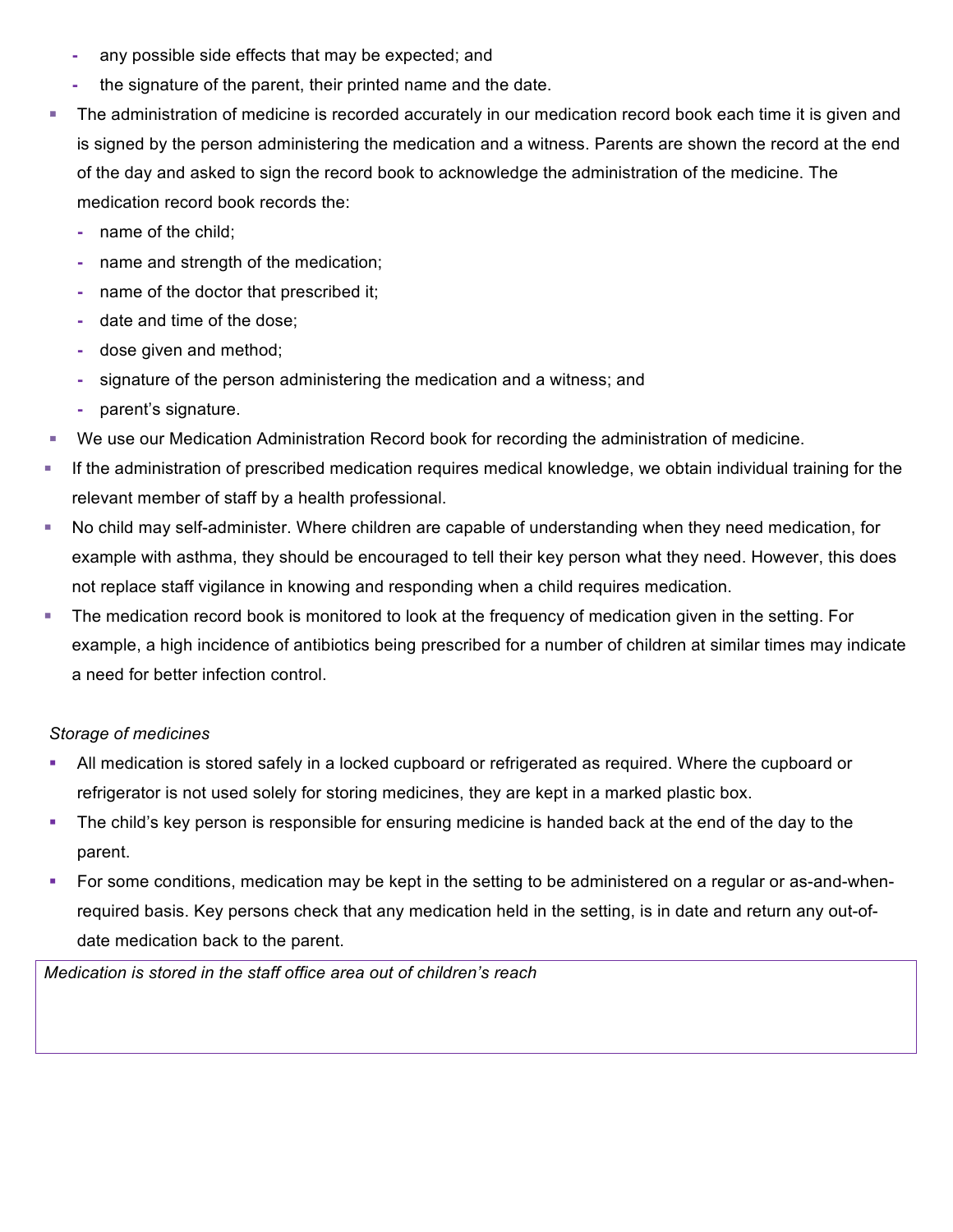- any possible side effects that may be expected; and
  - the signature of the parent, their printed name and the date.
- The administration of medicine is recorded accurately in our medication record book each time it is given and is signed by the person administering the medication and a witness. Parents are shown the record at the end of the day and asked to sign the record book to acknowledge the administration of the medicine. The medication record book records the:
  - name of the child;
  - name and strength of the medication;
  - name of the doctor that prescribed it;
  - date and time of the dose;
  - dose given and method;
  - signature of the person administering the medication and a witness; and
  - parent's signature.
- We use our Medication Administration Record book for recording the administration of medicine.
- If the administration of prescribed medication requires medical knowledge, we obtain individual training for the relevant member of staff by a health professional.
- No child may self-administer. Where children are capable of understanding when they need medication, for example with asthma, they should be encouraged to tell their key person what they need. However, this does not replace staff vigilance in knowing and responding when a child requires medication.
- The medication record book is monitored to look at the frequency of medication given in the setting. For example, a high incidence of antibiotics being prescribed for a number of children at similar times may indicate a need for better infection control.

*Storage of medicines*

- All medication is stored safely in a locked cupboard or refrigerated as required. Where the cupboard or refrigerator is not used solely for storing medicines, they are kept in a marked plastic box.
- The child's key person is responsible for ensuring medicine is handed back at the end of the day to the parent.
- For some conditions, medication may be kept in the setting to be administered on a regular or as-and-when-required basis. Key persons check that any medication held in the setting, is in date and return any out-of-date medication back to the parent.

*Medication is stored in the staff office area out of children's reach*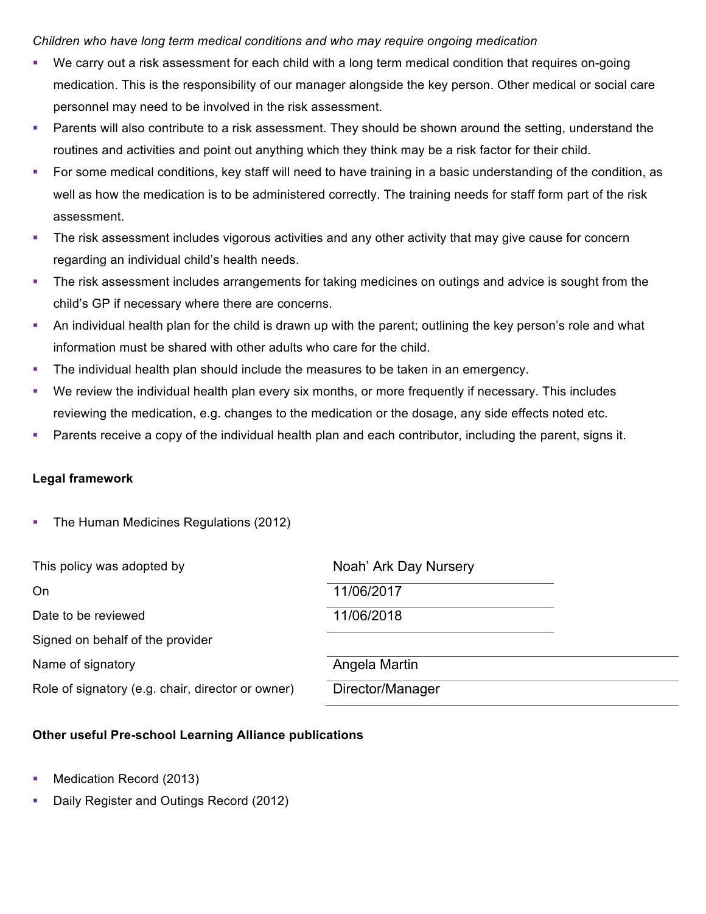*Children who have long term medical conditions and who may require ongoing medication*

- We carry out a risk assessment for each child with a long term medical condition that requires on-going medication. This is the responsibility of our manager alongside the key person. Other medical or social care personnel may need to be involved in the risk assessment.
- Parents will also contribute to a risk assessment. They should be shown around the setting, understand the routines and activities and point out anything which they think may be a risk factor for their child.
- For some medical conditions, key staff will need to have training in a basic understanding of the condition, as well as how the medication is to be administered correctly. The training needs for staff form part of the risk assessment.
- The risk assessment includes vigorous activities and any other activity that may give cause for concern regarding an individual child's health needs.
- The risk assessment includes arrangements for taking medicines on outings and advice is sought from the child's GP if necessary where there are concerns.
- An individual health plan for the child is drawn up with the parent; outlining the key person's role and what information must be shared with other adults who care for the child.
- The individual health plan should include the measures to be taken in an emergency.
- We review the individual health plan every six months, or more frequently if necessary. This includes reviewing the medication, e.g. changes to the medication or the dosage, any side effects noted etc.
- Parents receive a copy of the individual health plan and each contributor, including the parent, signs it.

**Legal framework**

- The Human Medicines Regulations (2012)

| | |
|---|---|
| This policy was adopted by | Noah' Ark Day Nursery |
| On | 11/06/2017 |
| Date to be reviewed | 11/06/2018 |
| Signed on behalf of the provider | |
| Name of signatory | Angela Martin |
| Role of signatory (e.g. chair, director or owner) | Director/Manager |

**Other useful Pre-school Learning Alliance publications**

- Medication Record (2013)
- Daily Register and Outings Record (2012)